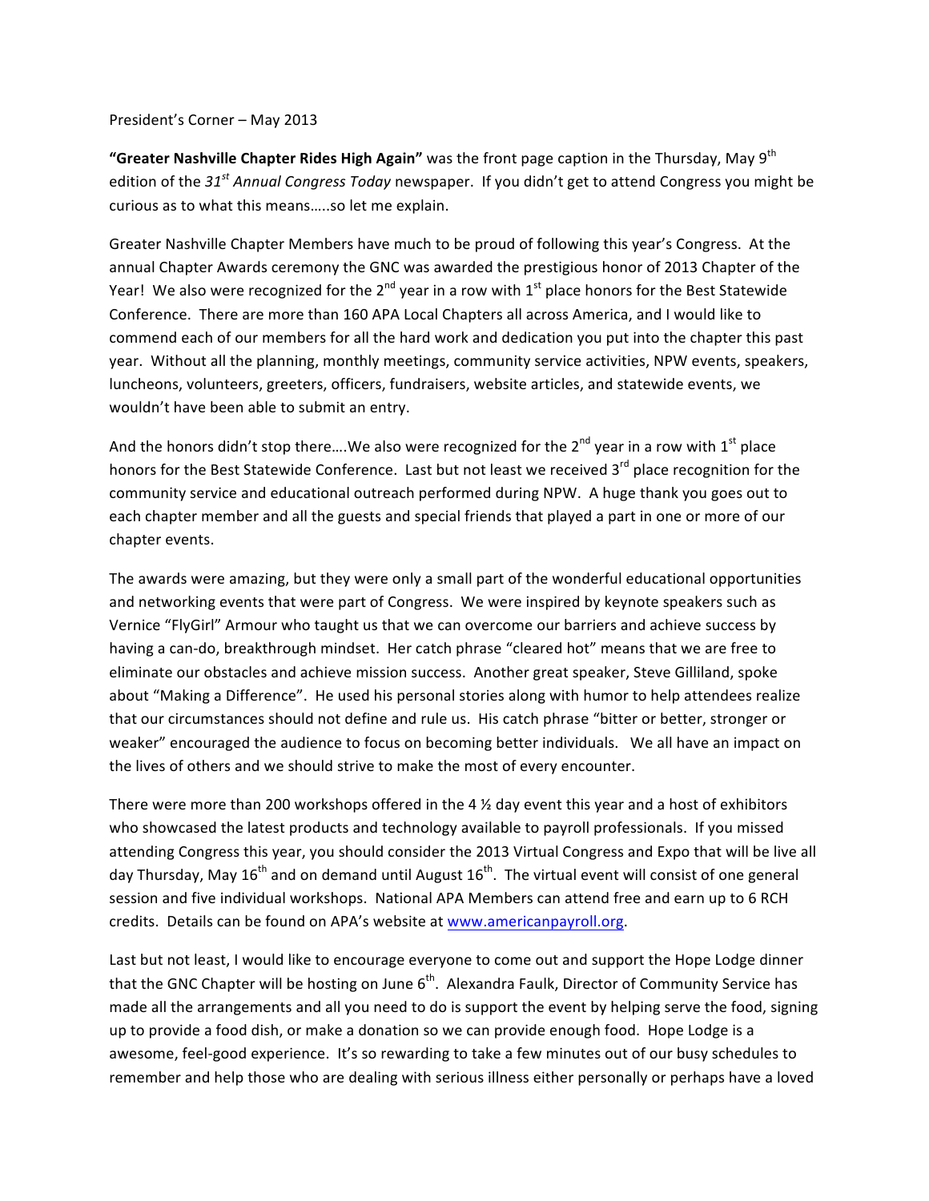President's Corner – May 2013

**"Greater Nashville Chapter Rides High Again"** was the front page caption in the Thursday, May 9th edition of the *31st Annual Congress Today* newspaper. If you didn't get to attend Congress you might be curious as to what this means…..so let me explain.

Greater Nashville Chapter Members have much to be proud of following this year's Congress. At the annual Chapter Awards ceremony the GNC was awarded the prestigious honor of 2013 Chapter of the Year! We also were recognized for the 2nd year in a row with 1st place honors for the Best Statewide Conference. There are more than 160 APA Local Chapters all across America, and I would like to commend each of our members for all the hard work and dedication you put into the chapter this past year. Without all the planning, monthly meetings, community service activities, NPW events, speakers, luncheons, volunteers, greeters, officers, fundraisers, website articles, and statewide events, we wouldn't have been able to submit an entry.

And the honors didn't stop there….We also were recognized for the 2nd year in a row with 1st place honors for the Best Statewide Conference. Last but not least we received 3rd place recognition for the community service and educational outreach performed during NPW. A huge thank you goes out to each chapter member and all the guests and special friends that played a part in one or more of our chapter events.

The awards were amazing, but they were only a small part of the wonderful educational opportunities and networking events that were part of Congress. We were inspired by keynote speakers such as Vernice "FlyGirl" Armour who taught us that we can overcome our barriers and achieve success by having a can-do, breakthrough mindset. Her catch phrase "cleared hot" means that we are free to eliminate our obstacles and achieve mission success. Another great speaker, Steve Gilliland, spoke about "Making a Difference". He used his personal stories along with humor to help attendees realize that our circumstances should not define and rule us. His catch phrase "bitter or better, stronger or weaker" encouraged the audience to focus on becoming better individuals. We all have an impact on the lives of others and we should strive to make the most of every encounter.

There were more than 200 workshops offered in the 4 ½ day event this year and a host of exhibitors who showcased the latest products and technology available to payroll professionals. If you missed attending Congress this year, you should consider the 2013 Virtual Congress and Expo that will be live all day Thursday, May 16th and on demand until August 16th. The virtual event will consist of one general session and five individual workshops. National APA Members can attend free and earn up to 6 RCH credits. Details can be found on APA's website at www.americanpayroll.org.

Last but not least, I would like to encourage everyone to come out and support the Hope Lodge dinner that the GNC Chapter will be hosting on June 6th. Alexandra Faulk, Director of Community Service has made all the arrangements and all you need to do is support the event by helping serve the food, signing up to provide a food dish, or make a donation so we can provide enough food. Hope Lodge is a awesome, feel-good experience. It's so rewarding to take a few minutes out of our busy schedules to remember and help those who are dealing with serious illness either personally or perhaps have a loved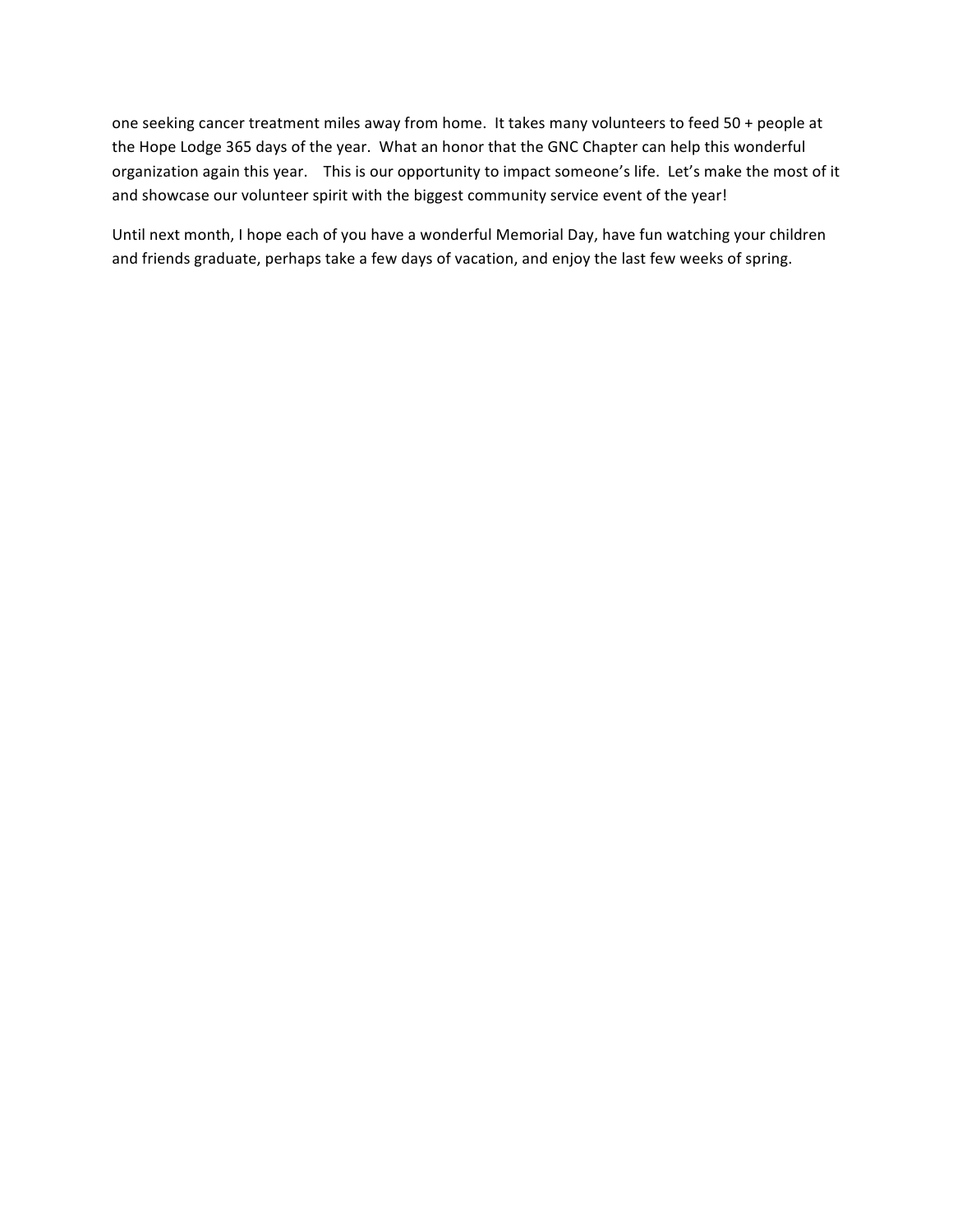one seeking cancer treatment miles away from home. It takes many volunteers to feed 50 + people at the Hope Lodge 365 days of the year. What an honor that the GNC Chapter can help this wonderful organization again this year. This is our opportunity to impact someone's life. Let's make the most of it and showcase our volunteer spirit with the biggest community service event of the year!

Until next month, I hope each of you have a wonderful Memorial Day, have fun watching your children and friends graduate, perhaps take a few days of vacation, and enjoy the last few weeks of spring.